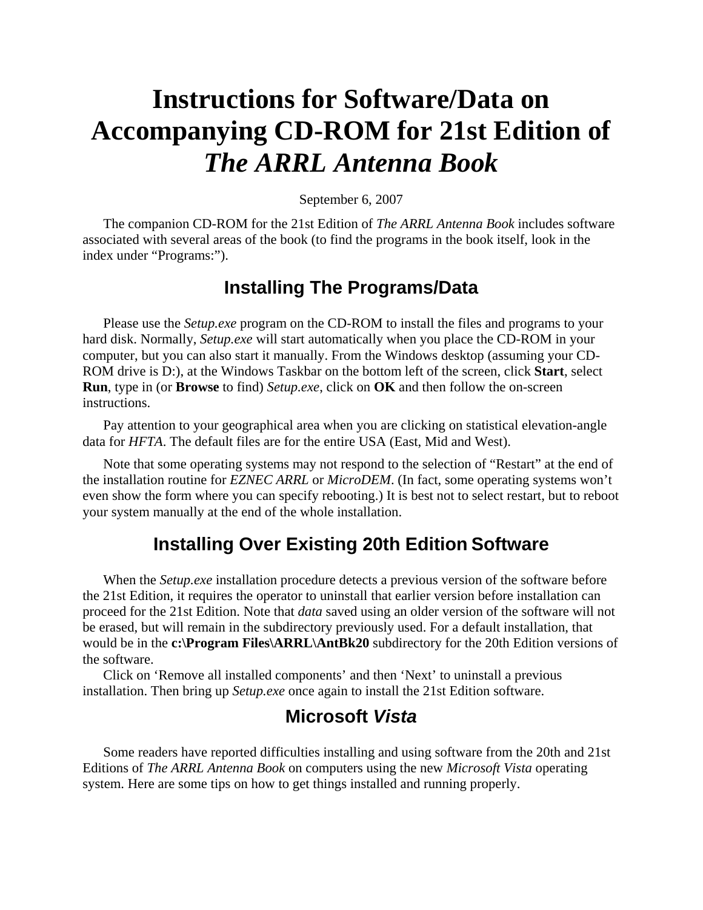# Instructions for Software/Data on Accompanying CD-ROM for 21st Edition of *The ARRL Antenna Book*

September 6, 2007

The companion CD-ROM for the 21st Edition of *The ARRL Antenna Book* includes software associated with several areas of the book (to find the programs in the book itself, look in the index under "Programs:").

## Installing The Programs/Data

Please use the *Setup.exe* program on the CD-ROM to install the files and programs to your hard disk. Normally, *Setup.exe* will start automatically when you place the CD-ROM in your computer, but you can also start it manually. From the Windows desktop (assuming your CD-ROM drive is D:), at the Windows Taskbar on the bottom left of the screen, click **Start**, select **Run**, type in (or **Browse** to find) *Setup.exe*, click on **OK** and then follow the on-screen instructions.

Pay attention to your geographical area when you are clicking on statistical elevation-angle data for *HFTA*. The default files are for the entire USA (East, Mid and West).

Note that some operating systems may not respond to the selection of "Restart" at the end of the installation routine for *EZNEC ARRL* or *MicroDEM*. (In fact, some operating systems won't even show the form where you can specify rebooting.) It is best not to select restart, but to reboot your system manually at the end of the whole installation.

## Installing Over Existing 20th Edition Software

When the *Setup.exe* installation procedure detects a previous version of the software before the 21st Edition, it requires the operator to uninstall that earlier version before installation can proceed for the 21st Edition. Note that *data* saved using an older version of the software will not be erased, but will remain in the subdirectory previously used. For a default installation, that would be in the **c:\Program Files\ARRL\AntBk20** subdirectory for the 20th Edition versions of the software.

Click on 'Remove all installed components' and then 'Next' to uninstall a previous installation. Then bring up *Setup.exe* once again to install the 21st Edition software.

## Microsoft *Vista*

Some readers have reported difficulties installing and using software from the 20th and 21st Editions of *The ARRL Antenna Book* on computers using the new *Microsoft Vista* operating system. Here are some tips on how to get things installed and running properly.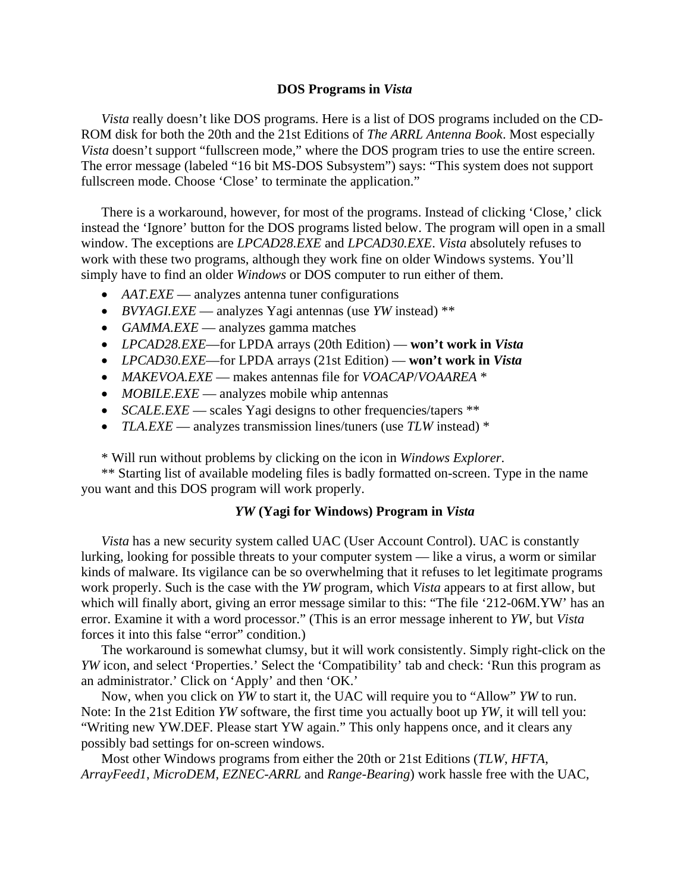## DOS Programs in *Vista*

*Vista* really doesn't like DOS programs. Here is a list of DOS programs included on the CD-ROM disk for both the 20th and the 21st Editions of *The ARRL Antenna Book*. Most especially *Vista* doesn't support "fullscreen mode," where the DOS program tries to use the entire screen. The error message (labeled "16 bit MS-DOS Subsystem") says: "This system does not support fullscreen mode. Choose 'Close' to terminate the application."

There is a workaround, however, for most of the programs. Instead of clicking 'Close,' click instead the 'Ignore' button for the DOS programs listed below. The program will open in a small window. The exceptions are *LPCAD28.EXE* and *LPCAD30.EXE*. *Vista* absolutely refuses to work with these two programs, although they work fine on older Windows systems. You'll simply have to find an older *Windows* or DOS computer to run either of them.

- *AAT.EXE* — analyzes antenna tuner configurations
- *BVYAGI.EXE* — analyzes Yagi antennas (use *YW* instead) **
- *GAMMA.EXE* — analyzes gamma matches
- *LPCAD28.EXE*—for LPDA arrays (20th Edition) — **won't work in *Vista***
- *LPCAD30.EXE*—for LPDA arrays (21st Edition) — **won't work in *Vista***
- *MAKEVOA.EXE* — makes antennas file for *VOACAP*/*VOAAREA* *
- *MOBILE.EXE* — analyzes mobile whip antennas
- *SCALE.EXE* — scales Yagi designs to other frequencies/tapers **
- *TLA.EXE* — analyzes transmission lines/tuners (use *TLW* instead) *

\* Will run without problems by clicking on the icon in *Windows Explorer*.

** Starting list of available modeling files is badly formatted on-screen. Type in the name you want and this DOS program will work properly.

## *YW* (Yagi for Windows) Program in *Vista*

*Vista* has a new security system called UAC (User Account Control). UAC is constantly lurking, looking for possible threats to your computer system — like a virus, a worm or similar kinds of malware. Its vigilance can be so overwhelming that it refuses to let legitimate programs work properly. Such is the case with the *YW* program, which *Vista* appears to at first allow, but which will finally abort, giving an error message similar to this: "The file '212-06M.YW' has an error. Examine it with a word processor." (This is an error message inherent to *YW*, but *Vista* forces it into this false "error" condition.)

The workaround is somewhat clumsy, but it will work consistently. Simply right-click on the *YW* icon, and select 'Properties.' Select the 'Compatibility' tab and check: 'Run this program as an administrator.' Click on 'Apply' and then 'OK.'

Now, when you click on *YW* to start it, the UAC will require you to "Allow" *YW* to run. Note: In the 21st Edition *YW* software, the first time you actually boot up *YW*, it will tell you: "Writing new YW.DEF. Please start YW again." This only happens once, and it clears any possibly bad settings for on-screen windows.

Most other Windows programs from either the 20th or 21st Editions (*TLW*, *HFTA*, *ArrayFeed1*, *MicroDEM*, *EZNEC-ARRL* and *Range-Bearing*) work hassle free with the UAC,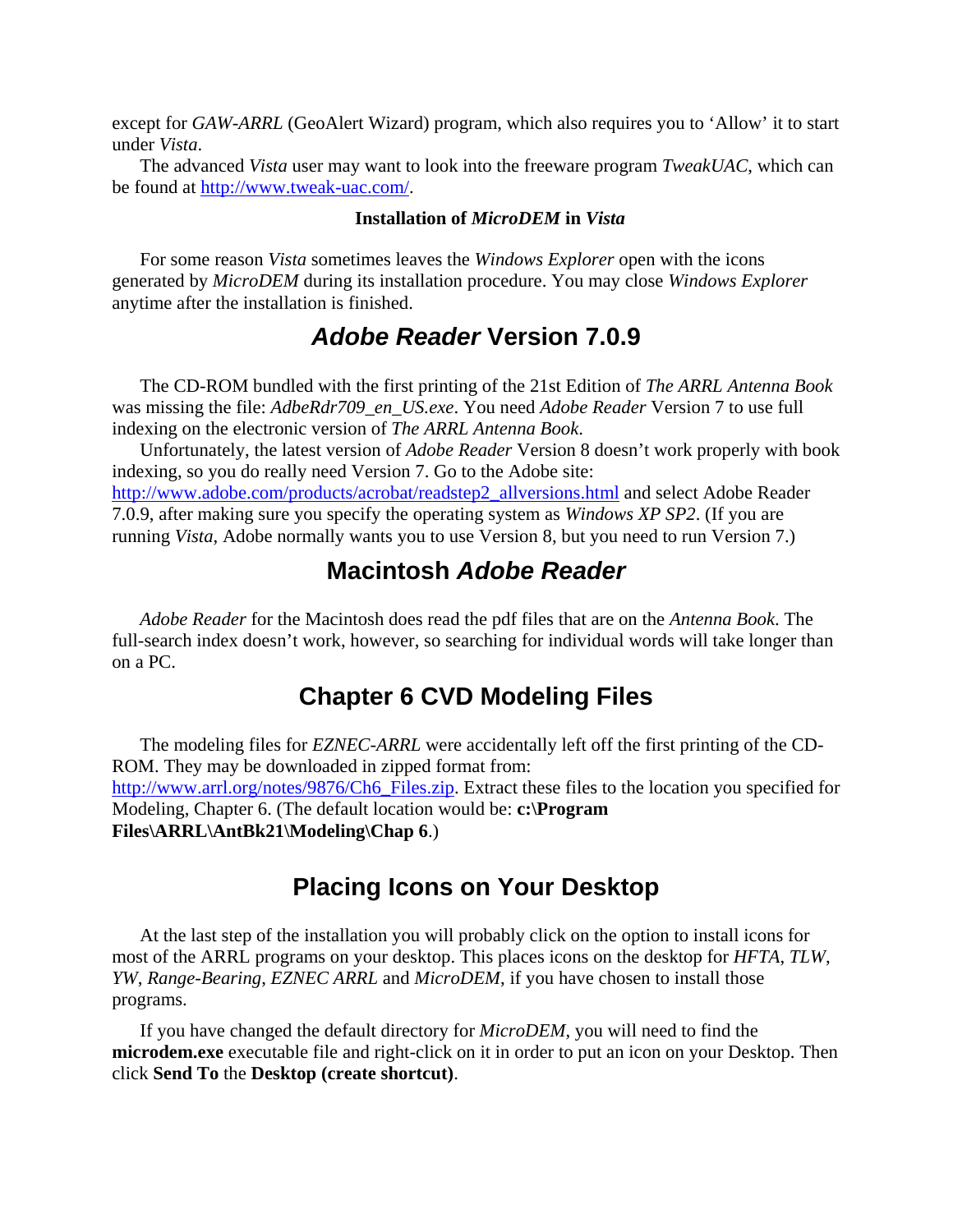except for *GAW-ARRL* (GeoAlert Wizard) program, which also requires you to 'Allow' it to start under *Vista*.

The advanced *Vista* user may want to look into the freeware program *TweakUAC*, which can be found at http://www.tweak-uac.com/.

**Installation of *MicroDEM* in *Vista***

For some reason *Vista* sometimes leaves the *Windows Explorer* open with the icons generated by *MicroDEM* during its installation procedure. You may close *Windows Explorer* anytime after the installation is finished.

## *Adobe Reader* Version 7.0.9

The CD-ROM bundled with the first printing of the 21st Edition of *The ARRL Antenna Book* was missing the file: *AdbeRdr709_en_US.exe*. You need *Adobe Reader* Version 7 to use full indexing on the electronic version of *The ARRL Antenna Book*.

Unfortunately, the latest version of *Adobe Reader* Version 8 doesn't work properly with book indexing, so you do really need Version 7. Go to the Adobe site: http://www.adobe.com/products/acrobat/readstep2_allversions.html and select Adobe Reader 7.0.9, after making sure you specify the operating system as *Windows XP SP2*. (If you are running *Vista*, Adobe normally wants you to use Version 8, but you need to run Version 7.)

## Macintosh *Adobe Reader*

*Adobe Reader* for the Macintosh does read the pdf files that are on the *Antenna Book*. The full-search index doesn't work, however, so searching for individual words will take longer than on a PC.

## Chapter 6 CVD Modeling Files

The modeling files for *EZNEC-ARRL* were accidentally left off the first printing of the CD-ROM. They may be downloaded in zipped format from: http://www.arrl.org/notes/9876/Ch6_Files.zip. Extract these files to the location you specified for Modeling, Chapter 6. (The default location would be: **c:\Program Files\ARRL\AntBk21\Modeling\Chap 6**.)

## Placing Icons on Your Desktop

At the last step of the installation you will probably click on the option to install icons for most of the ARRL programs on your desktop. This places icons on the desktop for *HFTA*, *TLW*, *YW*, *Range-Bearing*, *EZNEC ARRL* and *MicroDEM*, if you have chosen to install those programs.

If you have changed the default directory for *MicroDEM*, you will need to find the **microdem.exe** executable file and right-click on it in order to put an icon on your Desktop. Then click **Send To** the **Desktop (create shortcut)**.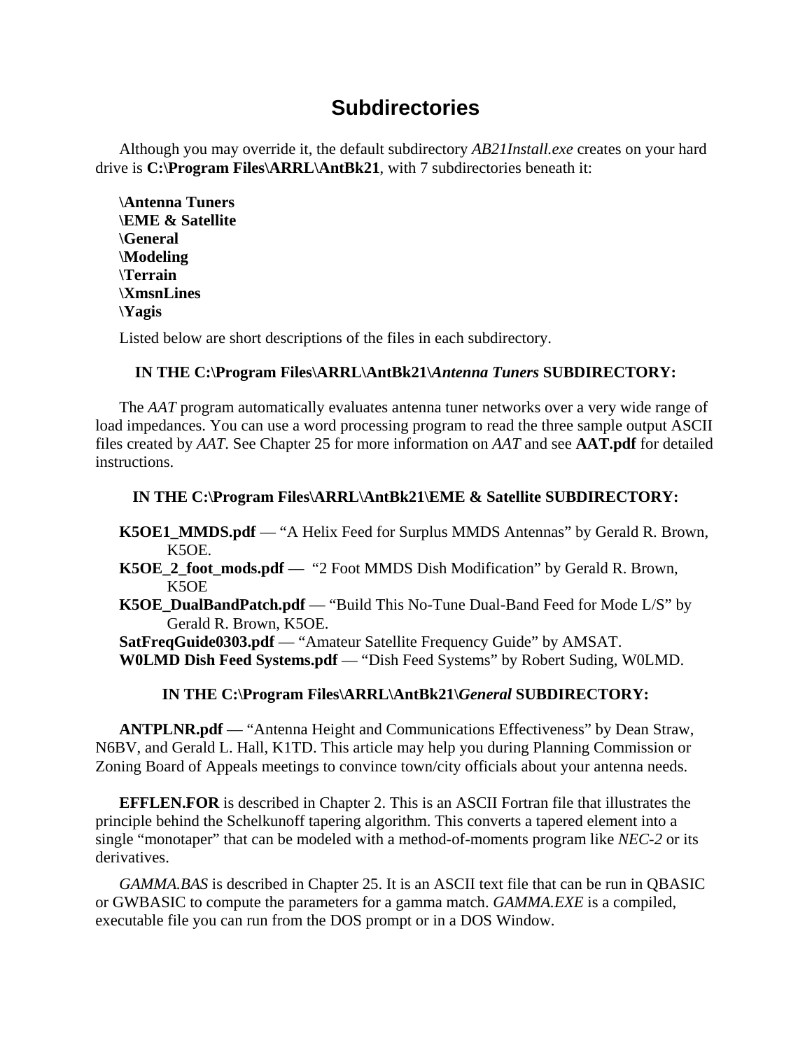# Subdirectories

Although you may override it, the default subdirectory *AB21Install.exe* creates on your hard drive is **C:\Program Files\ARRL\AntBk21**, with 7 subdirectories beneath it:

**\Antenna Tuners**
**\EME & Satellite**
**\General**
**\Modeling**
**\Terrain**
**\XmsnLines**
**\Yagis**

Listed below are short descriptions of the files in each subdirectory.

### IN THE C:\Program Files\ARRL\AntBk21\*Antenna Tuners* SUBDIRECTORY:

The *AAT* program automatically evaluates antenna tuner networks over a very wide range of load impedances. You can use a word processing program to read the three sample output ASCII files created by *AAT*. See Chapter 25 for more information on *AAT* and see **AAT.pdf** for detailed instructions.

### IN THE C:\Program Files\ARRL\AntBk21\EME & Satellite SUBDIRECTORY:

**K5OE1_MMDS.pdf** — "A Helix Feed for Surplus MMDS Antennas" by Gerald R. Brown, K5OE.
**K5OE_2_foot_mods.pdf** — "2 Foot MMDS Dish Modification" by Gerald R. Brown, K5OE
**K5OE_DualBandPatch.pdf** — "Build This No-Tune Dual-Band Feed for Mode L/S" by Gerald R. Brown, K5OE.
**SatFreqGuide0303.pdf** — "Amateur Satellite Frequency Guide" by AMSAT.
**W0LMD Dish Feed Systems.pdf** — "Dish Feed Systems" by Robert Suding, W0LMD.

### IN THE C:\Program Files\ARRL\AntBk21\*General* SUBDIRECTORY:

**ANTPLNR.pdf** — "Antenna Height and Communications Effectiveness" by Dean Straw, N6BV, and Gerald L. Hall, K1TD. This article may help you during Planning Commission or Zoning Board of Appeals meetings to convince town/city officials about your antenna needs.

**EFFLEN.FOR** is described in Chapter 2. This is an ASCII Fortran file that illustrates the principle behind the Schelkunoff tapering algorithm. This converts a tapered element into a single "monotaper" that can be modeled with a method-of-moments program like *NEC-2* or its derivatives.

*GAMMA.BAS* is described in Chapter 25. It is an ASCII text file that can be run in QBASIC or GWBASIC to compute the parameters for a gamma match. *GAMMA.EXE* is a compiled, executable file you can run from the DOS prompt or in a DOS Window.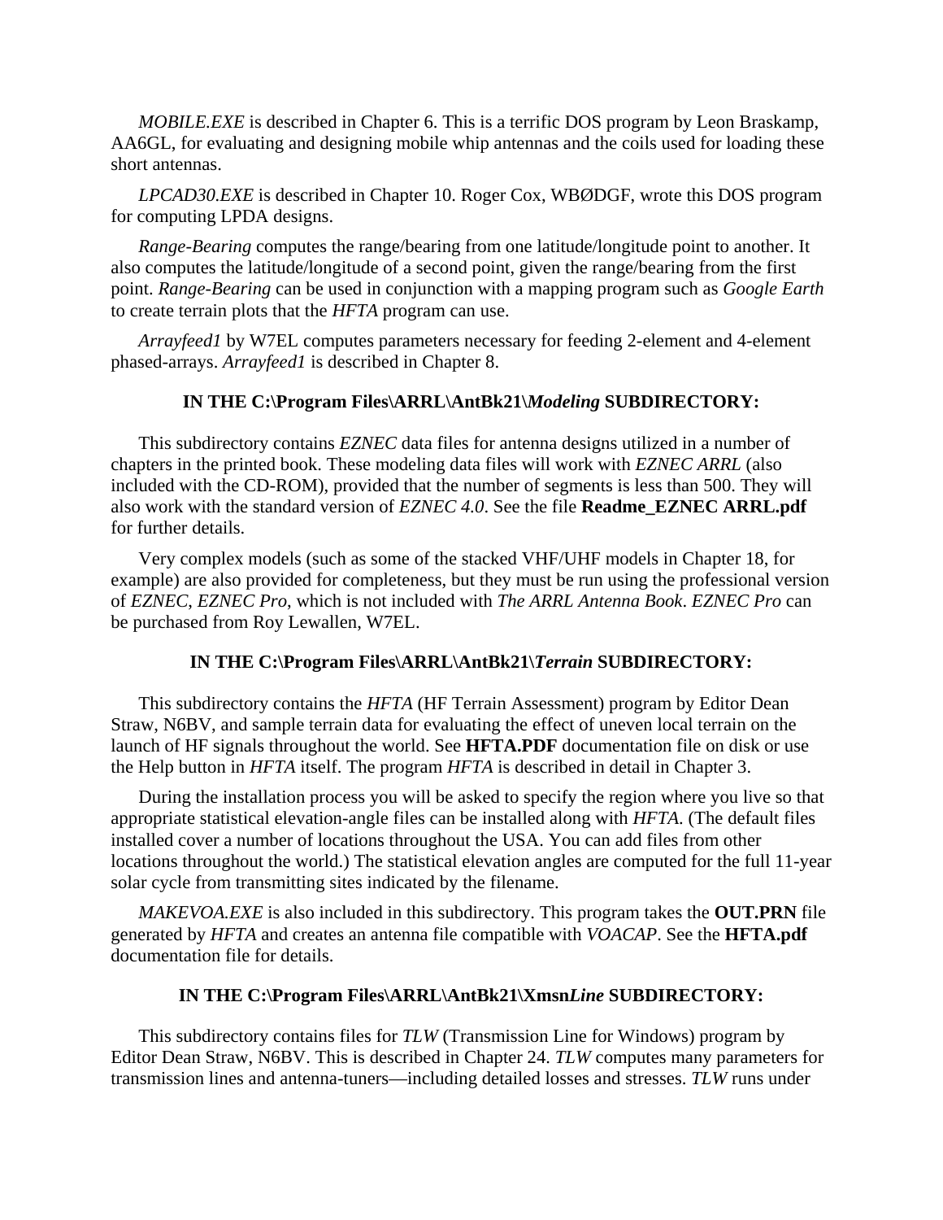*MOBILE.EXE* is described in Chapter 6. This is a terrific DOS program by Leon Braskamp, AA6GL, for evaluating and designing mobile whip antennas and the coils used for loading these short antennas.

*LPCAD30.EXE* is described in Chapter 10. Roger Cox, WBØDGF, wrote this DOS program for computing LPDA designs.

*Range-Bearing* computes the range/bearing from one latitude/longitude point to another. It also computes the latitude/longitude of a second point, given the range/bearing from the first point. *Range-Bearing* can be used in conjunction with a mapping program such as *Google Earth* to create terrain plots that the *HFTA* program can use.

*Arrayfeed1* by W7EL computes parameters necessary for feeding 2-element and 4-element phased-arrays. *Arrayfeed1* is described in Chapter 8.

### IN THE C:\Program Files\ARRL\AntBk21\*Modeling* SUBDIRECTORY:

This subdirectory contains *EZNEC* data files for antenna designs utilized in a number of chapters in the printed book. These modeling data files will work with *EZNEC ARRL* (also included with the CD-ROM), provided that the number of segments is less than 500. They will also work with the standard version of *EZNEC 4.0*. See the file **Readme_EZNEC ARRL.pdf** for further details.

Very complex models (such as some of the stacked VHF/UHF models in Chapter 18, for example) are also provided for completeness, but they must be run using the professional version of *EZNEC*, *EZNEC Pro*, which is not included with *The ARRL Antenna Book*. *EZNEC Pro* can be purchased from Roy Lewallen, W7EL.

### IN THE C:\Program Files\ARRL\AntBk21\*Terrain* SUBDIRECTORY:

This subdirectory contains the *HFTA* (HF Terrain Assessment) program by Editor Dean Straw, N6BV, and sample terrain data for evaluating the effect of uneven local terrain on the launch of HF signals throughout the world. See **HFTA.PDF** documentation file on disk or use the Help button in *HFTA* itself. The program *HFTA* is described in detail in Chapter 3.

During the installation process you will be asked to specify the region where you live so that appropriate statistical elevation-angle files can be installed along with *HFTA*. (The default files installed cover a number of locations throughout the USA. You can add files from other locations throughout the world.) The statistical elevation angles are computed for the full 11-year solar cycle from transmitting sites indicated by the filename.

*MAKEVOA.EXE* is also included in this subdirectory. This program takes the **OUT.PRN** file generated by *HFTA* and creates an antenna file compatible with *VOACAP*. See the **HFTA.pdf** documentation file for details.

### IN THE C:\Program Files\ARRL\AntBk21\Xmsn*Line* SUBDIRECTORY:

This subdirectory contains files for *TLW* (Transmission Line for Windows) program by Editor Dean Straw, N6BV. This is described in Chapter 24. *TLW* computes many parameters for transmission lines and antenna-tuners—including detailed losses and stresses. *TLW* runs under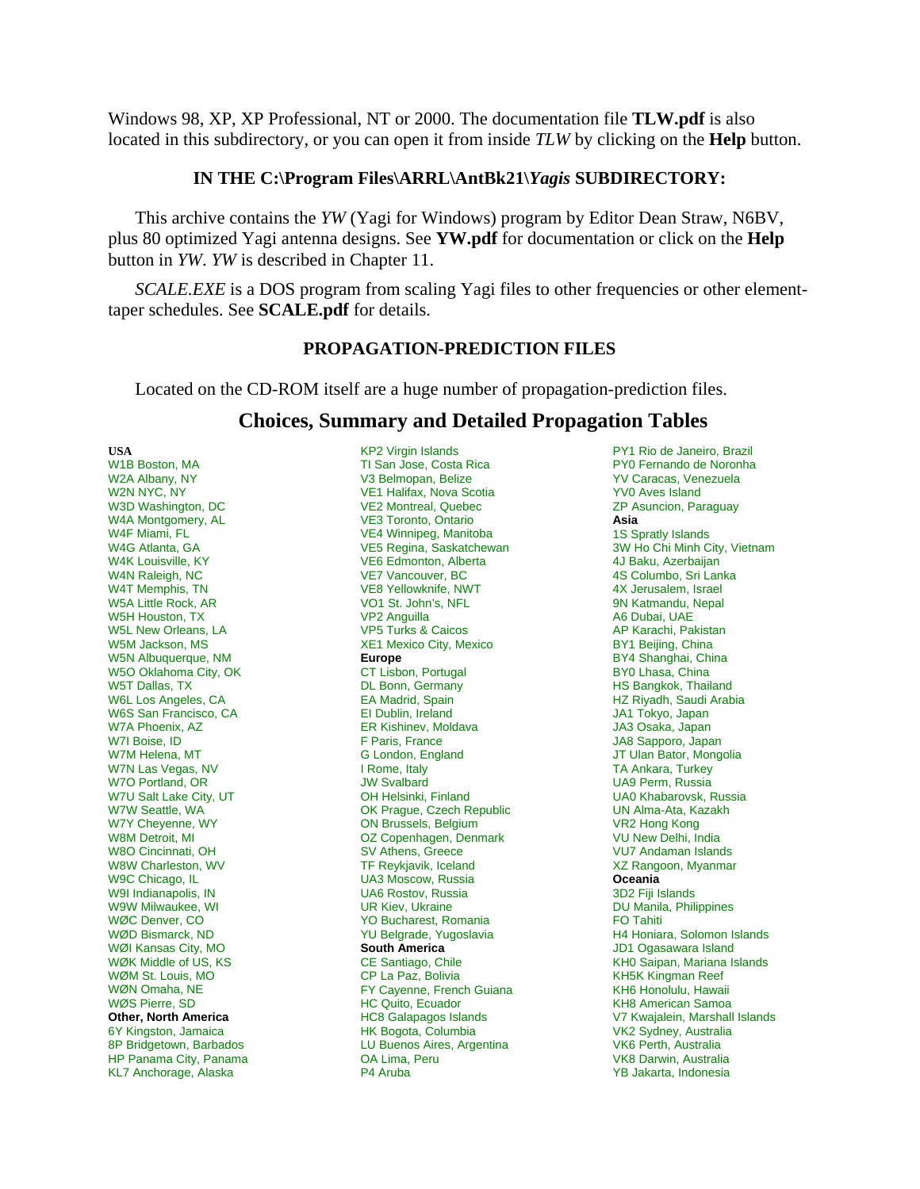Windows 98, XP, XP Professional, NT or 2000. The documentation file **TLW.pdf** is also located in this subdirectory, or you can open it from inside *TLW* by clicking on the **Help** button.

### IN THE C:\Program Files\ARRL\AntBk21\*Yagis* SUBDIRECTORY:

This archive contains the *YW* (Yagi for Windows) program by Editor Dean Straw, N6BV, plus 80 optimized Yagi antenna designs. See **YW.pdf** for documentation or click on the **Help** button in *YW*. *YW* is described in Chapter 11.

*SCALE.EXE* is a DOS program from scaling Yagi files to other frequencies or other element-taper schedules. See **SCALE.pdf** for details.

### PROPAGATION-PREDICTION FILES

Located on the CD-ROM itself are a huge number of propagation-prediction files.

## Choices, Summary and Detailed Propagation Tables

**USA**
W1B Boston, MA
W2A Albany, NY
W2N NYC, NY
W3D Washington, DC
W4A Montgomery, AL
W4F Miami, FL
W4G Atlanta, GA
W4K Louisville, KY
W4N Raleigh, NC
W4T Memphis, TN
W5A Little Rock, AR
W5H Houston, TX
W5L New Orleans, LA
W5M Jackson, MS
W5N Albuquerque, NM
W5O Oklahoma City, OK
W5T Dallas, TX
W6L Los Angeles, CA
W6S San Francisco, CA
W7A Phoenix, AZ
W7I Boise, ID
W7M Helena, MT
W7N Las Vegas, NV
W7O Portland, OR
W7U Salt Lake City, UT
W7W Seattle, WA
W7Y Cheyenne, WY
W8M Detroit, MI
W8O Cincinnati, OH
W8W Charleston, WV
W9C Chicago, IL
W9I Indianapolis, IN
W9W Milwaukee, WI
WØC Denver, CO
WØD Bismarck, ND
WØI Kansas City, MO
WØK Middle of US, KS
WØM St. Louis, MO
WØN Omaha, NE
WØS Pierre, SD

**Other, North America**
6Y Kingston, Jamaica
8P Bridgetown, Barbados
HP Panama City, Panama
KL7 Anchorage, Alaska
KP2 Virgin Islands
TI San Jose, Costa Rica
V3 Belmopan, Belize
VE1 Halifax, Nova Scotia
VE2 Montreal, Quebec
VE3 Toronto, Ontario
VE4 Winnipeg, Manitoba
VE5 Regina, Saskatchewan
VE6 Edmonton, Alberta
VE7 Vancouver, BC
VE8 Yellowknife, NWT
VO1 St. John's, NFL
VP2 Anguilla
VP5 Turks & Caicos
XE1 Mexico City, Mexico

**Europe**
CT Lisbon, Portugal
DL Bonn, Germany
EA Madrid, Spain
EI Dublin, Ireland
ER Kishinev, Moldava
F Paris, France
G London, England
I Rome, Italy
JW Svalbard
OH Helsinki, Finland
OK Prague, Czech Republic
ON Brussels, Belgium
OZ Copenhagen, Denmark
SV Athens, Greece
TF Reykjavik, Iceland
UA3 Moscow, Russia
UA6 Rostov, Russia
UR Kiev, Ukraine
YO Bucharest, Romania
YU Belgrade, Yugoslavia

**South America**
CE Santiago, Chile
CP La Paz, Bolivia
FY Cayenne, French Guiana
HC Quito, Ecuador
HC8 Galapagos Islands
HK Bogota, Columbia
LU Buenos Aires, Argentina
OA Lima, Peru
P4 Aruba
PY1 Rio de Janeiro, Brazil
PY0 Fernando de Noronha
YV Caracas, Venezuela
YV0 Aves Island
ZP Asuncion, Paraguay

**Asia**
1S Spratly Islands
3W Ho Chi Minh City, Vietnam
4J Baku, Azerbaijan
4S Columbo, Sri Lanka
4X Jerusalem, Israel
9N Katmandu, Nepal
A6 Dubai, UAE
AP Karachi, Pakistan
BY1 Beijing, China
BY4 Shanghai, China
BY0 Lhasa, China
HS Bangkok, Thailand
HZ Riyadh, Saudi Arabia
JA1 Tokyo, Japan
JA3 Osaka, Japan
JA8 Sapporo, Japan
JT Ulan Bator, Mongolia
TA Ankara, Turkey
UA9 Perm, Russia
UA0 Khabarovsk, Russia
UN Alma-Ata, Kazakh
VR2 Hong Kong
VU New Delhi, India
VU7 Andaman Islands
XZ Rangoon, Myanmar

**Oceania**
3D2 Fiji Islands
DU Manila, Philippines
FO Tahiti
H4 Honiara, Solomon Islands
JD1 Ogasawara Island
KH0 Saipan, Mariana Islands
KH5K Kingman Reef
KH6 Honolulu, Hawaii
KH8 American Samoa
V7 Kwajalein, Marshall Islands
VK2 Sydney, Australia
VK6 Perth, Australia
VK8 Darwin, Australia
YB Jakarta, Indonesia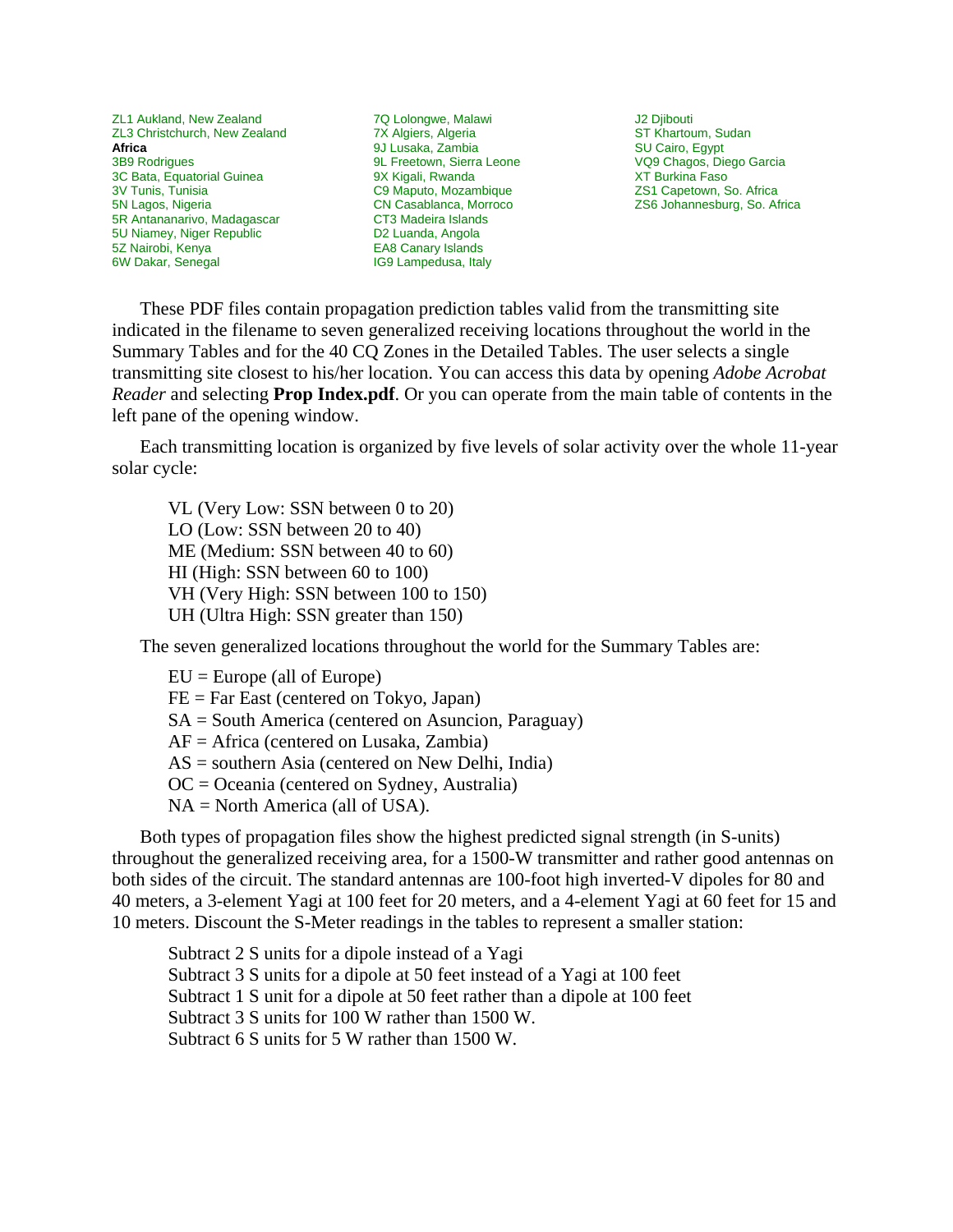ZL1 Aukland, New Zealand
ZL3 Christchurch, New Zealand

**Africa**

3B9 Rodrigues
3C Bata, Equatorial Guinea
3V Tunis, Tunisia
5N Lagos, Nigeria
5R Antananarivo, Madagascar
5U Niamey, Niger Republic
5Z Nairobi, Kenya
6W Dakar, Senegal
7Q Lolongwe, Malawi
7X Algiers, Algeria
9J Lusaka, Zambia
9L Freetown, Sierra Leone
9X Kigali, Rwanda
C9 Maputo, Mozambique
CN Casablanca, Morroco
CT3 Madeira Islands
D2 Luanda, Angola
EA8 Canary Islands
IG9 Lampedusa, Italy
J2 Djibouti
ST Khartoum, Sudan
SU Cairo, Egypt
VQ9 Chagos, Diego Garcia
XT Burkina Faso
ZS1 Capetown, So. Africa
ZS6 Johannesburg, So. Africa

These PDF files contain propagation prediction tables valid from the transmitting site indicated in the filename to seven generalized receiving locations throughout the world in the Summary Tables and for the 40 CQ Zones in the Detailed Tables. The user selects a single transmitting site closest to his/her location. You can access this data by opening *Adobe Acrobat Reader* and selecting **Prop Index.pdf**. Or you can operate from the main table of contents in the left pane of the opening window.

Each transmitting location is organized by five levels of solar activity over the whole 11-year solar cycle:

VL (Very Low: SSN between 0 to 20)
LO (Low: SSN between 20 to 40)
ME (Medium: SSN between 40 to 60)
HI (High: SSN between 60 to 100)
VH (Very High: SSN between 100 to 150)
UH (Ultra High: SSN greater than 150)

The seven generalized locations throughout the world for the Summary Tables are:

EU = Europe (all of Europe)
FE = Far East (centered on Tokyo, Japan)
SA = South America (centered on Asuncion, Paraguay)
AF = Africa (centered on Lusaka, Zambia)
AS = southern Asia (centered on New Delhi, India)
OC = Oceania (centered on Sydney, Australia)
NA = North America (all of USA).

Both types of propagation files show the highest predicted signal strength (in S-units) throughout the generalized receiving area, for a 1500-W transmitter and rather good antennas on both sides of the circuit. The standard antennas are 100-foot high inverted-V dipoles for 80 and 40 meters, a 3-element Yagi at 100 feet for 20 meters, and a 4-element Yagi at 60 feet for 15 and 10 meters. Discount the S-Meter readings in the tables to represent a smaller station:

Subtract 2 S units for a dipole instead of a Yagi
Subtract 3 S units for a dipole at 50 feet instead of a Yagi at 100 feet
Subtract 1 S unit for a dipole at 50 feet rather than a dipole at 100 feet
Subtract 3 S units for 100 W rather than 1500 W.
Subtract 6 S units for 5 W rather than 1500 W.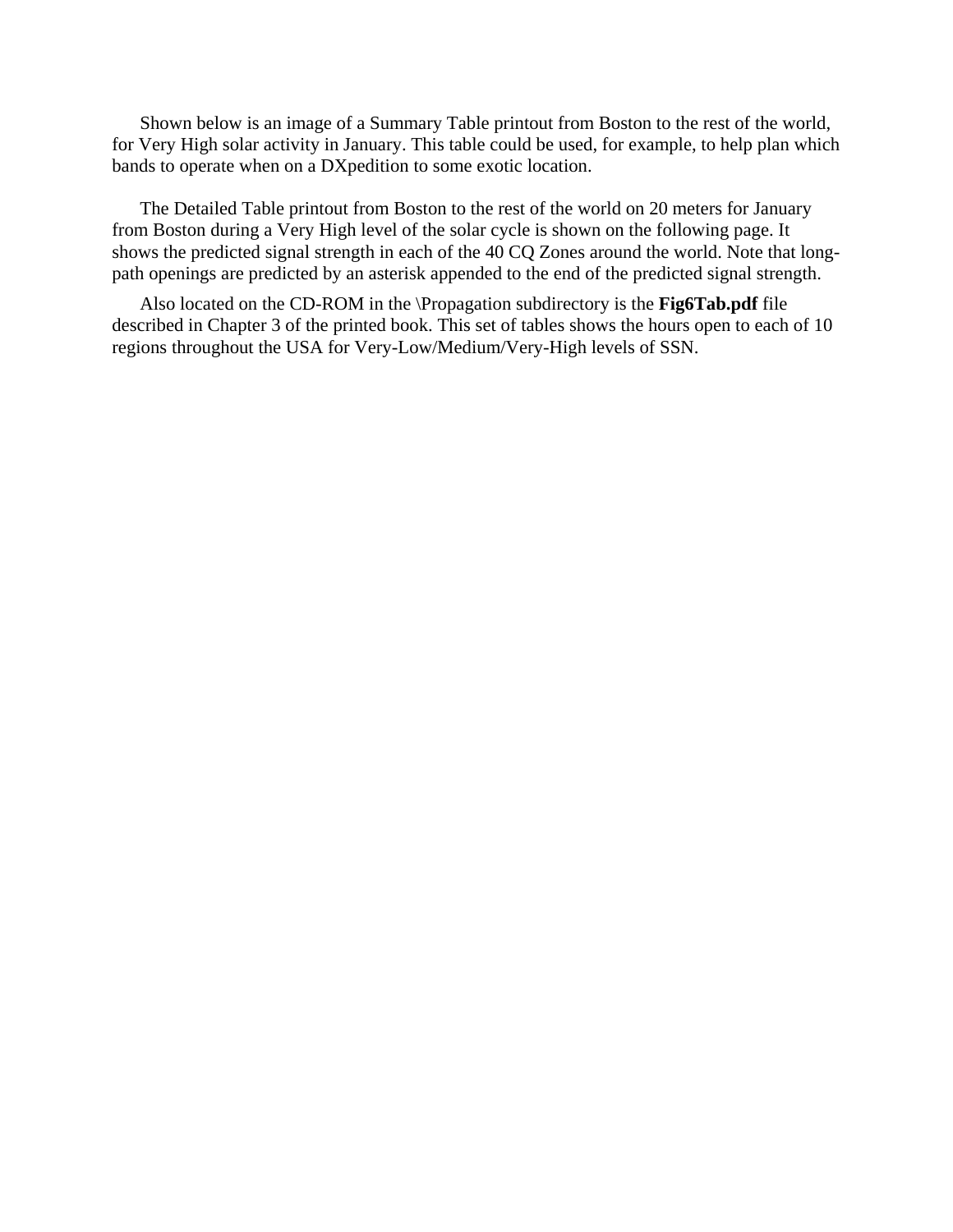Shown below is an image of a Summary Table printout from Boston to the rest of the world, for Very High solar activity in January. This table could be used, for example, to help plan which bands to operate when on a DXpedition to some exotic location.

The Detailed Table printout from Boston to the rest of the world on 20 meters for January from Boston during a Very High level of the solar cycle is shown on the following page. It shows the predicted signal strength in each of the 40 CQ Zones around the world. Note that long-path openings are predicted by an asterisk appended to the end of the predicted signal strength.

Also located on the CD-ROM in the \Propagation subdirectory is the **Fig6Tab.pdf** file described in Chapter 3 of the printed book. This set of tables shows the hours open to each of 10 regions throughout the USA for Very-Low/Medium/Very-High levels of SSN.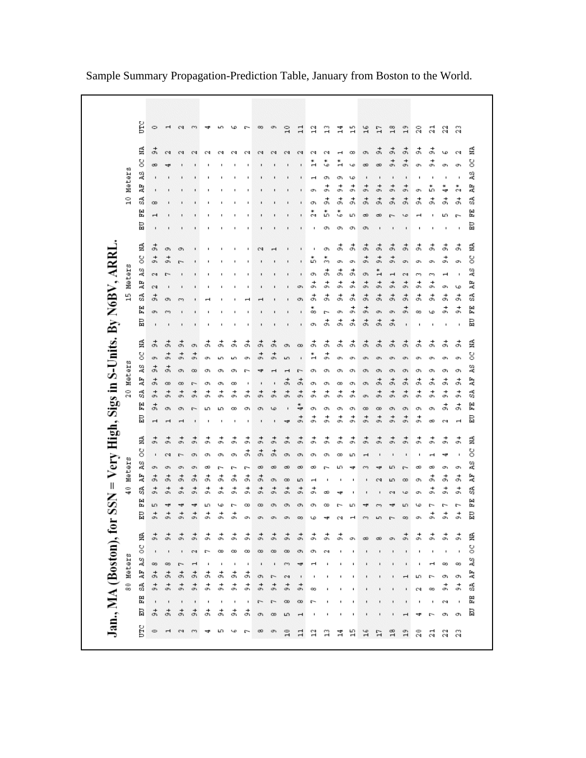Sample Summary Propagation-Prediction Table, January from Boston to the World.

## Jan., MA (Boston), for SSN = Very High, Sigs in S-Units. By N6BV, ARRL.

| UTC | 80 Meters | | | | | | | 40 Meters | | | | | | | 20 Meters | | | | | | | 15 Meters | | | | | | | 10 Meters | | | | | | | UTC |
|---|---|---|---|---|---|---|---|---|---|---|---|---|---|---|---|---|---|---|---|---|---|---|---|---|---|---|---|---|---|---|---|---|---|---|---|---|
| | EU | FE | SA | AF | AS | OC | NA | EU | FE | SA | AF | AS | OC | NA | EU | FE | SA | AF | AS | OC | NA | EU | FE | SA | AF | AS | OC | NA | EU | FE | SA | AF | AS | OC | NA | |
| 0 | 9+ | - | 9+ | 9+ | 8 | - | 9+ | 9+ | 5 | 9+ | 9+ | 9 | - | 9+ | 1 | 9+ | 9+ | 9+ | 9+ | 9 | 9+ | - | 9 | 9+ | 2 | 2 | 9+ | 9+ | - | 1 | 8 | - | - | 8 | 9+ | 0 |
| 1 | 9+ | - | 9+ | 9+ | 8 | - | 9+ | 9+ | 4 | 9+ | 9+ | 9 | 2 | 9+ | 1 | 9 | 9+ | 8 | 9+ | 9+ | 9+ | - | 3 | 9 | - | 7 | 9+ | 9 | - | - | - | - | - | 4 | 2 | 1 |
| 2 | 9+ | - | 9+ | 9+ | 7 | - | 9+ | 9+ | 4 | 9+ | 9+ | 9 | 7 | 9+ | 1 | 9 | 9+ | 8 | 9 | 9+ | 9+ | - | - | 3 | - | - | 7 | 9 | - | - | - | - | - | - | 2 | 2 |
| 3 | 9+ | - | 9+ | 9+ | 1 | 2 | 9+ | 9+ | 4 | 9+ | 9+ | 9 | 9 | 9+ | - | 7 | 9+ | 7 | 8 | 9+ | 9 | - | - | - | - | - | - | - | - | - | - | - | - | - | 2 | 3 |
| 4 | 9+ | - | 9+ | 9+ | - | 7 | 9+ | 9+ | 5 | 9+ | 9+ | 8 | 9 | 9+ | - | 5 | 9+ | 9 | 9 | 9 | 9+ | - | - | 1 | - | - | - | - | - | - | - | - | - | - | 2 | 4 |
| 5 | 9+ | - | 9+ | 9+ | - | 8 | 9+ | 9+ | 6 | 9+ | 9+ | 7 | 9 | 9+ | - | 5 | 9+ | 9 | 9 | 5 | 9+ | - | - | - | - | - | - | - | - | - | - | - | - | - | 2 | 5 |
| 6 | 9+ | - | 9+ | 9+ | - | 8 | 9+ | 9+ | 7 | 9+ | 9+ | 7 | 9 | 9+ | - | 8 | 9+ | 8 | 9 | 5 | 9+ | - | - | - | - | - | - | - | - | - | - | - | - | - | 2 | 6 |
| 7 | 9+ | - | 9+ | 9+ | - | 8 | 9+ | 9 | 8 | 9+ | 9+ | 7 | 9+ | 9+ | - | 9 | 9+ | - | 7 | 9 | 9+ | - | - | 1 | - | - | - | - | - | - | - | - | - | - | 2 | 7 |
| 8 | 9 | 7 | 9+ | 9 | - | 8 | 9+ | 9 | 8 | 9+ | 9+ | 8 | 9+ | 9+ | - | 9 | 9+ | - | 4 | 9+ | 9+ | - | - | 1 | - | - | - | 2 | - | - | - | - | - | - | 2 | 8 |
| 9 | 8 | 7 | 9+ | 7 | - | 8 | 9+ | 9 | 9 | 9+ | 9 | 8 | 9+ | 9+ | - | 6 | 9+ | - | 1 | 9+ | 9+ | - | - | - | - | - | - | 1 | - | - | - | - | - | - | 2 | 9 |
| 10 | 5 | 8 | 9+ | 2 | 3 | 8 | 9+ | 9 | 9 | 9+ | 8 | 8 | 9 | 9+ | 4 | - | 9+ | 9+ | 1 | 5 | 9 | - | - | - | - | - | - | - | - | - | - | - | - | - | 2 | 10 |
| 11 | 1 | 8 | 9+ | - | 4 | 9 | 9+ | 8 | 9 | 9+ | 5 | 8 | 9 | 9+ | 9+ | 4* | 9+ | 9+ | 7 | - | 8 | - | - | 9 | 9 | - | - | - | - | - | - | - | - | - | 2 | 11 |
| 12 | - | 7 | 8 | - | 1 | 9 | 9+ | 6 | 9 | 9+ | 1 | 8 | 9 | 9+ | 9+ | 9 | 9 | 9 | 9 | 1* | 9+ | 9 | 8* | 9+ | 9+ | 9 | 5* | - | - | 2* | 9 | 9 | 1 | 1* | 2 | 12 |
| 13 | - | - | - | - | - | 2 | 9+ | 4 | 8 | 8 | - | 7 | 9 | 9+ | 9+ | 9 | 9+ | 9 | 9 | 9+ | 9+ | 9+ | 7 | 9+ | 9+ | 9+ | 3* | 9 | - | 5* | 9+ | 9+ | 9 | 6* | 2 | 13 |
| 14 | - | - | - | - | - | - | 9+ | 2 | 7 | 4 | - | 5 | 8 | 9+ | 9+ | 9 | 9+ | 8 | 9 | 9 | 9+ | 9+ | 9 | 9+ | 9+ | 9+ | 9 | 9+ | 9 | 6* | 9+ | 9+ | 9 | 1* | 1 | 14 |
| 15 | - | - | - | - | - | - | 9 | 1 | 5 | - | - | 4 | 5 | 9+ | 9+ | 5 | 9+ | 9 | 9 | 9 | 9+ | 9+ | 9+ | 9+ | 9+ | 9+ | 9 | 9+ | 9 | 5 | 9+ | 9+ | 6 | 6 | 8 | 15 |
| 16 | - | - | - | - | - | - | 8 | 3 | 4 | - | - | 3 | 1 | 9+ | 9+ | 8 | 9 | 9 | 9 | 9 | 9+ | 9+ | 9+ | 9+ | 9+ | 9 | 9+ | 9+ | 9 | 8 | 9+ | 9+ | - | 8 | 9 | 16 |
| 17 | - | - | - | - | - | - | 8 | 5 | 3 | - | 2 | 4 | - | 9+ | 9+ | 8 | 9+ | 9+ | 9 | 9 | 9+ | 9+ | 9 | 9+ | 9+ | 1* | 9+ | 9+ | - | 8 | 9+ | 9+ | - | 8 | 9+ | 17 |
| 18 | - | - | - | - | - | - | 9 | 7 | 4 | 2 | 5 | 5 | - | 9+ | 9+ | 9 | 9+ | 9+ | 9 | 9 | 9+ | 9+ | 9 | 9+ | 9+ | 1 | 9+ | 9+ | - | 7 | 9+ | 9+ | - | 9+ | 9+ | 18 |
| 19 | 1 | - | - | 1 | - | - | 9+ | 8 | 5 | 6 | 8 | 7 | - | 9+ | 9+ | 9 | 9+ | 9+ | 9 | 9 | 9+ | - | 9+ | 9+ | 9+ | 2 | 9 | 9+ | - | 6 | 9+ | 9+ | - | 9+ | 9+ | 19 |
| 20 | 4 | - | 2 | 5 | - | - | 9+ | 9 | 6 | 9 | 9 | 8 | - | 9+ | 9+ | 9 | 9+ | 9+ | 9 | 9 | 9+ | - | 8 | 9+ | 9+ | 3 | 9 | 9+ | - | 1 | 9+ | 9 | - | 9 | 9+ | 20 |
| 21 | 7 | - | 8 | 7 | 1 | - | 9+ | 9+ | 7 | 9+ | 9+ | 8 | 1 | 9+ | 8 | 9 | 9+ | 9+ | 9 | 9 | 9+ | - | 6 | 9+ | 9+ | 3 | 9 | 9+ | - | - | 9+ | 5* | - | 9+ | 9+ | 21 |
| 22 | 9 | 2 | 9+ | 9 | 8 | - | 9+ | 9+ | 7 | 9+ | 9+ | 4 | 9 | 9+ | 2 | 9+ | 9+ | 9 | 9 | 9 | 9+ | - | 9+ | 9+ | 9 | 1 | 9+ | 9+ | - | 5 | 9+ | 4* | - | 9 | 6 | 22 |
| 23 | 9 | - | 9+ | 9 | 8 | - | 9+ | 9+ | 7 | 9+ | 9+ | 9 | - | 9+ | 1 | 9+ | 9+ | 9 | 9 | 9 | 9+ | - | 9+ | 9+ | 6 | - | 9 | 9+ | - | 7 | 9+ | 2* | - | 9 | 2 | 23 |
| | EU | FE | SA | AF | AS | OC | NA | EU | FE | SA | AF | AS | OC | NA | EU | FE | SA | AF | AS | OC | NA | EU | FE | SA | AF | AS | OC | NA | EU | FE | SA | AF | AS | OC | NA | |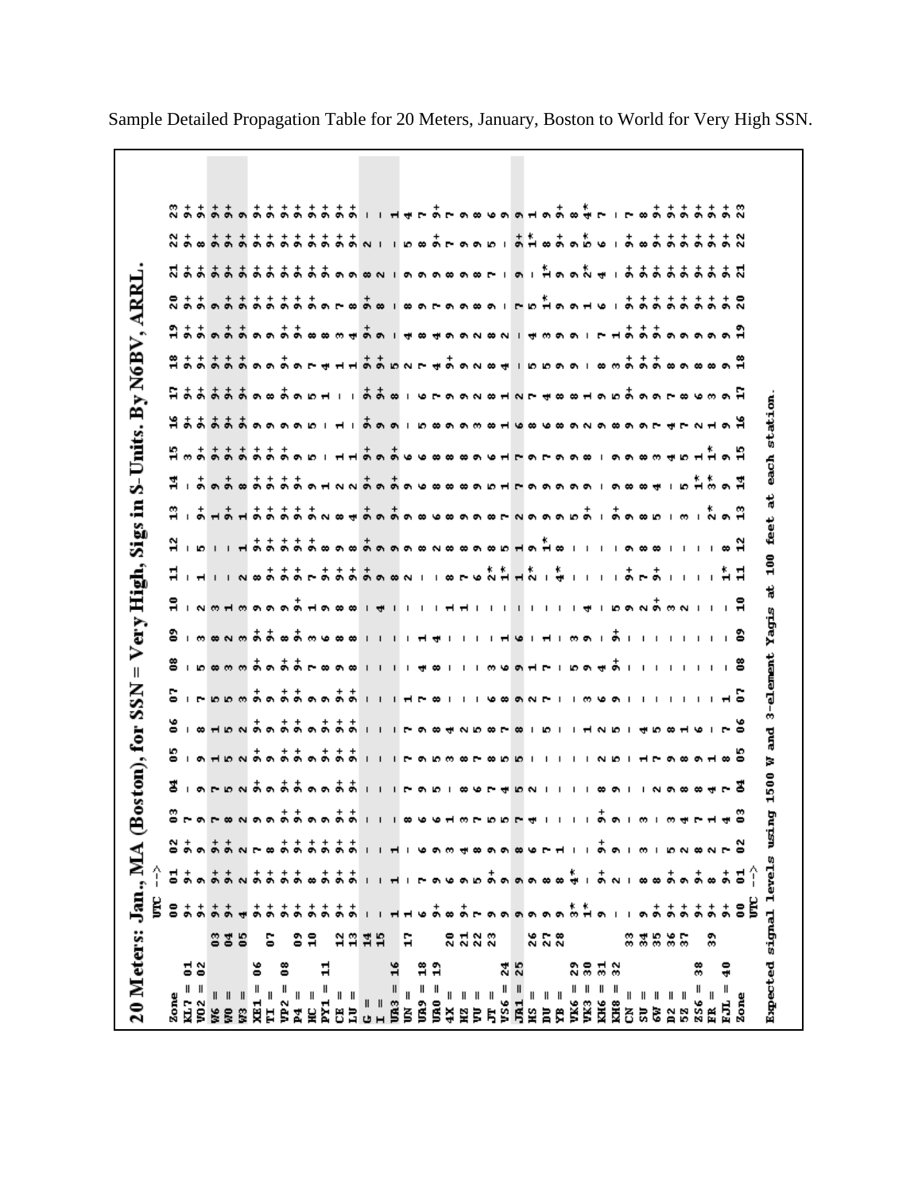Sample Detailed Propagation Table for 20 Meters, January, Boston to World for Very High SSN.

## 20 Meters: Jan., MA (Boston), for SSN = Very High, Sigs in S-Units. By N6BV, ARRL.

Some low-contrast cells could not be read with certainty. The values below are the closest readings.

| Zone | 00 | 01 | 02 | 03 | 04 | 05 | 06 | 07 | 08 | 09 | 10 | 11 | 12 | 13 | 14 | 15 | 16 | 17 | 18 | 19 | 20 | 21 | 22 | 23 |
|---|---|---|---|---|---|---|---|---|---|---|---|---|---|---|---|---|---|---|---|---|---|---|---|---|
| KL7 = 01 | 9+ | 9+ | 9+ | 7 | - | - | - | - | - | - | - | - | - | - | - | 3 | 9+ | 9+ | 9+ | 9+ | 9+ | 9+ | 9+ | 9+ |
| VO2 = 02 | 9+ | 9+ | 9 | 9 | 9 | 9 | 8 | - | 5 | 3 | - | 1 | 5 | 9+ | - | 3 | 9+ | 9+ | 9+ | 9+ | 9+ | 9+ | 8 | 9+ |
| W6 = 03 | 9+ | 9+ | 9+ | 7 | 7 | 1 | 1 | 5 | 8 | 8 | 3 | - | - | 1 | 9 | 9+ | 9+ | 9+ | 9+ | 9 | 9 | 9+ | 9+ | 9+ |
| W0 = 04 | 9+ | 9+ | 9+ | 8 | 5 | 5 | 5 | 5 | 3 | 2 | 1 | - | - | 9+ | 9+ | 9+ | 9+ | 9+ | 9+ | 9+ | 9+ | 9+ | 9+ | 9+ |
| W3 = 05 | 4 | 2 | 2 | 2 | 2 | 2 | 3 | 3 | 3 | 3 | 3 | 2 | 1 | 1 | 8 | 9+ | 9+ | 9+ | 9+ | 9+ | 9+ | 9+ | 9+ | 9 |
| XE1 = 06 | 9+ | 9+ | 7 | 9 | 9+ | 9+ | 9+ | 9+ | 9+ | 9+ | 9 | 8 | 9+ | 9+ | 9+ | 9+ | 9 | 9 | 9 | 9 | 9+ | 9+ | 9+ | 9+ |
| TI = 07 | 9+ | 9+ | 8 | 9 | 9 | 9 | 9 | 9 | 9 | 9+ | 9 | 9+ | 9+ | 9+ | 9+ | 9+ | 9 | 8 | 9 | 9 | 9+ | 9+ | 9+ | 9+ |
| VP2 = 08 | 9+ | 9+ | 9+ | 9+ | 9+ | 9+ | 9+ | 9+ | 9+ | 8 | 9 | 9+ | 9+ | 9+ | 9+ | 9+ | 9 | 9+ | 9 | 9+ | 9+ | 9+ | 9+ | 9+ |
| P4 = 09 | 9+ | 8 | 9+ | 9+ | 9+ | 9+ | 9+ | 9+ | 9+ | 9+ | 9+ | 9+ | 9+ | 9+ | 9+ | 9 | 9 | 9 | 9 | 9+ | 9+ | 9+ | 9+ | 9+ |
| HC = 10 | 9+ | 8 | 9+ | 9 | 9 | 9 | 9 | 9 | 7 | 3 | 1 | 7 | 9+ | 9+ | 9 | 9+ | 9 | 9 | 9 | 8 | 9+ | 9+ | 9+ | 9+ |
| PY1 = 11 | 9+ | 9+ | 9+ | 9 | 9 | 9 | 9 | 9 | 7 | 6 | 9 | 9+ | 9+ | 9+ | 9 | 5 | 5 | 5 | 7 | 8 | 9 | 9+ | 9+ | 9+ |
| CE = 12 | 9+ | 9+ | 9+ | 9+ | 9+ | 9+ | 9+ | 9+ | 8 | 8 | 8 | 9+ | 9 | 2 | 1 | - | 1 | 1 | 4 | 3 | 7 | 9 | 9+ | 9+ |
| LU = 13 | 9+ | 9+ | 9+ | 9+ | 9+ | 9+ | 9+ | 9+ | 8 | 8 | 8 | 9+ | 8 | 8 | 2 | 1 | - | - | 1 | 4 | 8 | 9 | 9+ | 9+ |
| G = 14 | - | - | - | - | - | - | - | - | - | - | - | 9+ | 9+ | 9+ | 9+ | 9+ | 9+ | 9+ | 9+ | 9+ | 9+ | 8 | 2 | - |
| I = 15 | - | - | - | - | - | - | - | - | - | 4 | 9 | 9 | 9 | 9 | 9 | 9 | 9 | 9+ | 9+ | 9 | 8 | 2 | - | - |
| UA3 = 16 | 1 | 1 | 1 | - | - | - | - | - | - | - | 8 | 9 | 9+ | 9+ | 9+ | 9 | 8 | 5 | - | - | - | - | - | 1 |
| UN = 17 | 1 | - | - | 8 | 7 | 7 | 1 | - | - | - | 2 | 9 | 9 | 6 | 6 | - | - | 2 | 4 | 8 | 9 | 5 | 4 | 4 |
| UA9 = 18 | 6 | 7 | 6 | 6 | 9 | 9 | 7 | 7 | 4 | 1 | - | - | 8 | 6 | 6 | 5 | 7 | 7 | 8 | 9 | 9 | 8 | 7 | 7 |
| UA0 = 19 | 9+ | 9 | 9 | 6 | 5 | 8 | 8 | 8 | 8 | 4 | - | - | 2 | 8 | 8 | 8 | 8 | 9 | 4 | 7 | 7 | 9 | 9+ | 9+ |
| 4X = 20 | 8 | 6 | 3 | 1 | 1 | 3 | 4 | - | - | - | 1 | - | 8 | 6 | 8 | 8 | 9 | 9+ | 9 | 9 | 9 | 9 | 7 | 7 |
| HZ = 21 | 9+ | 5 | 4 | 3 | 8 | 8 | 2 | - | - | - | 1 | 8 | 9 | 8 | 9 | 9 | 9 | 9 | 9 | 9 | 9 | 9 | 9 | 9 |
| VU = 22 | 7 | 9+ | 8 | 7 | 6 | 7 | 5 | - | - | - | 1 | 7 | 8 | 9 | 9 | 9 | 3 | 2 | 2 | 9 | 8 | 9 | 5 | 8 |
| JT = 23 | 9 | 9+ | 9 | 5 | 7 | 8 | 8 | 6 | 3 | - | - | 6 | 8 | 9 | 9 | 6 | 8 | 8 | 8 | 8 | 9 | 7 | - | 6 |
| VS6 = 24 | 9 | 9 | 9 | 5 | 4 | 8 | 7 | 6 | 6 | 1 | - | 2* | 5 | 8 | 5 | 6 | 1 | 1 | 4 | 2 | 9 | 8 | 9 | 9 |
| JA1 = 25 | 9 | 9 | 8 | 7 | 5 | 5 | 8 | 8 | 9 | 6 | - | 1* | 5 | 7 | 1 | 1 | 1 | 2 | - | - | - | - | 9+ | 9 |
| HS = 26 | 9 | 6 | 4 | 2 | - | 8 | 9 | 1 | - | - | 1 | 2* | 1 | 2 | 7 | 7 | 6 | 8 | 5 | 7 | 5 | 1* | 1 | 1 |
| DU = 27 | 9 | 8 | 7 | - | - | 5 | 2 | 7 | 1 | - | - | 9 | 9 | 9 | 9 | 9 | 7 | 5 | 5 | 1* | 1* | - | 8 | 8 |
| YB = 28 | 9 | 8 | 1 | - | - | - | 1 | - | - | - | 4* | 8 | 9 | 9 | 9 | 9 | 6 | 8 | 3 | 1* | 9 | 9+ | 9+ | 9+ |
| VK6 = 29 | 3* | 4* | - | - | - | - | - | 5 | 3 | - | - | - | 5 | 9 | 9 | 9 | 8 | 9 | 9 | 9 | 9 | 9 | 9 | 8 |
| VK3 = 30 | 1* | - | - | - | - | 1 | 3 | 9 | 9 | 4 | - | - | 9+ | 8 | 9 | 9 | 9 | 2 | 9 | 1 | 2* | 5* | 4* | 4* |
| KH6 = 31 | 9 | 9+ | 9+ | 9+ | 8 | 2 | 6 | 4 | - | - | - | - | - | - | 9 | 9 | 1 | 9 | 1 | 6 | 4 | 6 | 7 | 7 |
| KH8 = 32 | - | 2 | 9 | 9 | 9 | 5 | 9 | 9+ | 9+ | 9+ | 5 | - | - | 9+ | - | - | 9 | 9 | 5 | 8 | 7 | - | - | - |
| CN = 33 | - | - | - | - | - | - | - | - | - | 9 | 9+ | 9 | 9 | 9 | 9 | 8 | 9 | 3 | 1 | 9+ | 9+ | 9+ | 9+ | 9+ |
| SU = 34 | 9 | 8 | 3 | 3 | - | - | - | - | - | - | - | - | 9 | 8 | 8 | 9 | 8 | 9 | 3 | 9+ | 9+ | 9+ | 9+ | 7 |
| 6W = 35 | 9+ | 8 | - | - | 2 | 4 | 1 | - | - | - | 9+ | 9 | 9 | 9 | 8 | 9 | 9 | 9+ | 9+ | 9+ | 9+ | 9+ | 8 | 8 |
| D2 = 36 | 9+ | 9+ | 5 | 3 | 9 | 5 | 5 | - | - | 2 | 7 | 8 | 8 | 5 | 8 | 9 | 7 | 8 | 9 | 9 | 9+ | 9+ | 9+ | 9+ |
| 5Z = 37 | 9+ | 9+ | 2 | 4 | 8 | 9 | 8 | - | - | 3 | - | - | - | 3 | 4 | 7 | 7 | 7 | 9 | 9 | 9+ | 9+ | 9+ | 9+ |
| ZS6 = 38 | 9+ | 9+ | 8 | 7 | 8 | 8 | 1 | - | - | 2 | - | - | - | 5 | 5 | 2 | 6 | 8 | 9 | 9 | 9+ | 9+ | 9+ | 9+ |
| FR = 39 | 9+ | 8 | 2 | 1 | 4 | 9 | 6 | - | - | - | - | - | - | 1* | 1 | 1 | 3 | 8 | 9 | 9 | 9+ | 9+ | 9+ | 9+ |
| FJL = 40 | 9+ | 9+ | 7 | 4 | 7 | 1 | 7 | 1 | - | - | 1* | 8 | 2* | 3* | 1* | 9 | 9 | 9 | 9 | 9+ | 9+ | 9+ | 9+ | 9+ |

Expected signal levels using 1500 W and 3-element Yagis at 100 feet at each station.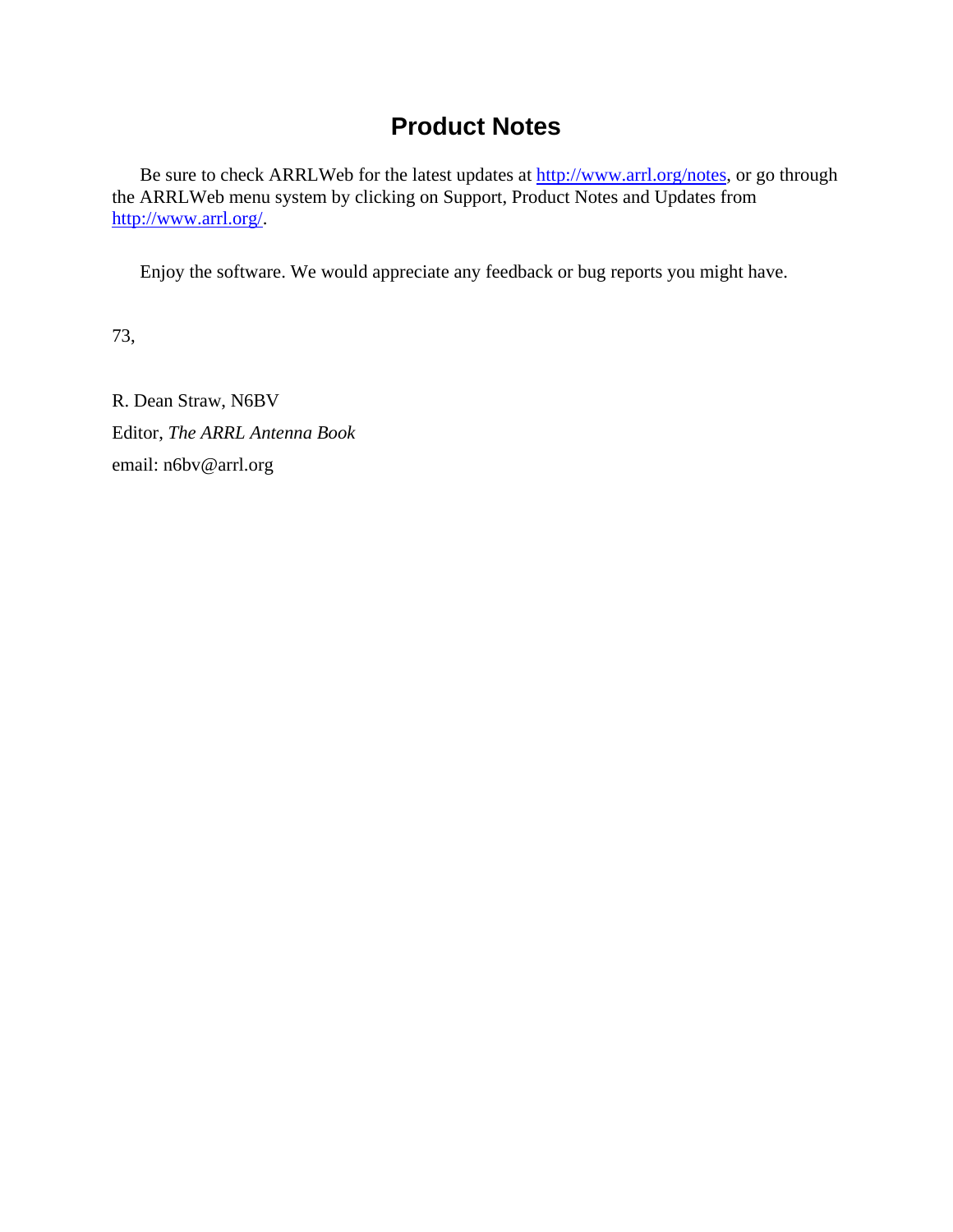# Product Notes

Be sure to check ARRLWeb for the latest updates at http://www.arrl.org/notes, or go through the ARRLWeb menu system by clicking on Support, Product Notes and Updates from http://www.arrl.org/.

Enjoy the software. We would appreciate any feedback or bug reports you might have.

73,

R. Dean Straw, N6BV  
Editor, *The ARRL Antenna Book*  
email: n6bv@arrl.org